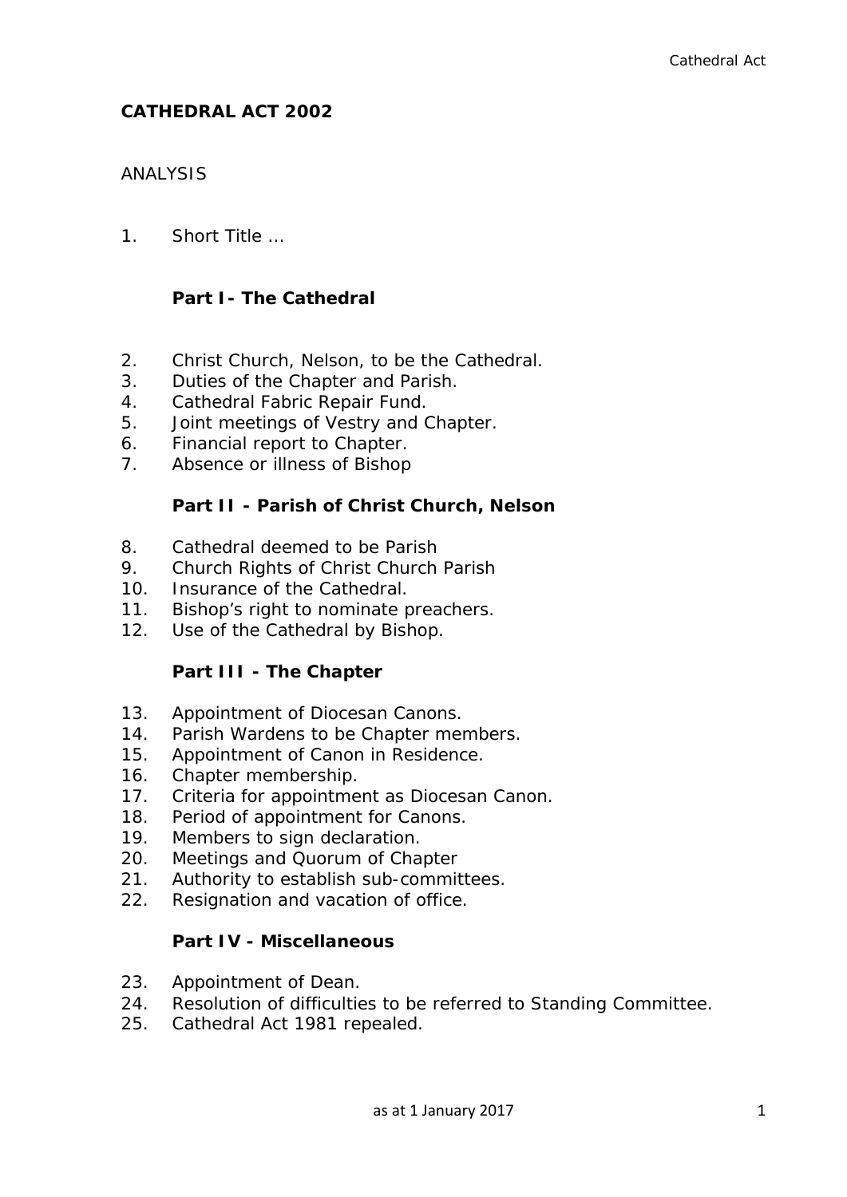# CATHEDRAL ACT 2002

ANALYSIS

1. Short Title ...

## Part I- The Cathedral

2. Christ Church, Nelson, to be the Cathedral.
3. Duties of the Chapter and Parish.
4. Cathedral Fabric Repair Fund.
5. Joint meetings of Vestry and Chapter.
6. Financial report to Chapter.
7. Absence or illness of Bishop

## Part II - Parish of Christ Church, Nelson

8. Cathedral deemed to be Parish
9. Church Rights of Christ Church Parish
10. Insurance of the Cathedral.
11. Bishop's right to nominate preachers.
12. Use of the Cathedral by Bishop.

## Part III - The Chapter

13. Appointment of Diocesan Canons.
14. Parish Wardens to be Chapter members.
15. Appointment of Canon in Residence.
16. Chapter membership.
17. Criteria for appointment as Diocesan Canon.
18. Period of appointment for Canons.
19. Members to sign declaration.
20. Meetings and Quorum of Chapter
21. Authority to establish sub-committees.
22. Resignation and vacation of office.

## Part IV - Miscellaneous

23. Appointment of Dean.
24. Resolution of difficulties to be referred to Standing Committee.
25. Cathedral Act 1981 repealed.

as at 1 January 2017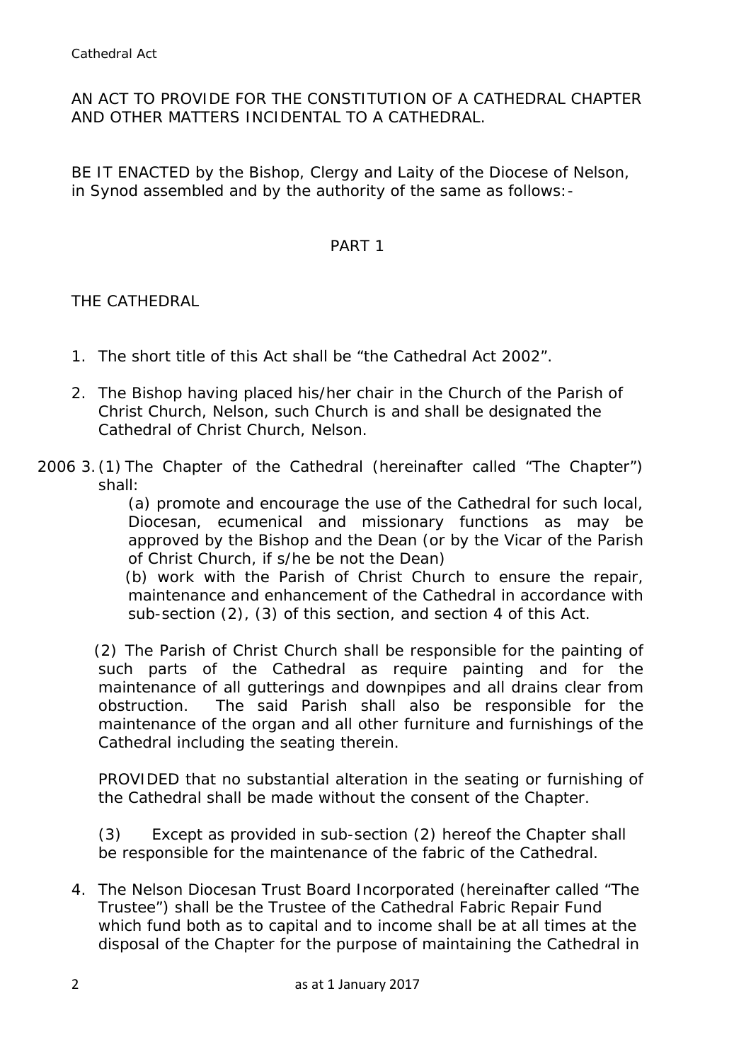AN ACT TO PROVIDE FOR THE CONSTITUTION OF A CATHEDRAL CHAPTER AND OTHER MATTERS INCIDENTAL TO A CATHEDRAL.

BE IT ENACTED by the Bishop, Clergy and Laity of the Diocese of Nelson, in Synod assembled and by the authority of the same as follows:-

## PART 1

### THE CATHEDRAL

1. The short title of this Act shall be "the Cathedral Act 2002".

2. The Bishop having placed his/her chair in the Church of the Parish of Christ Church, Nelson, such Church is and shall be designated the Cathedral of Christ Church, Nelson.

2006 3. (1) The Chapter of the Cathedral (hereinafter called "The Chapter") shall:

   (a) promote and encourage the use of the Cathedral for such local, Diocesan, ecumenical and missionary functions as may be approved by the Bishop and the Dean (or by the Vicar of the Parish of Christ Church, if s/he be not the Dean)

   (b) work with the Parish of Christ Church to ensure the repair, maintenance and enhancement of the Cathedral in accordance with sub-section (2), (3) of this section, and section 4 of this Act.

   (2) The Parish of Christ Church shall be responsible for the painting of such parts of the Cathedral as require painting and for the maintenance of all gutterings and downpipes and all drains clear from obstruction. The said Parish shall also be responsible for the maintenance of the organ and all other furniture and furnishings of the Cathedral including the seating therein.

   PROVIDED that no substantial alteration in the seating or furnishing of the Cathedral shall be made without the consent of the Chapter.

   (3) Except as provided in sub-section (2) hereof the Chapter shall be responsible for the maintenance of the fabric of the Cathedral.

4. The Nelson Diocesan Trust Board Incorporated (hereinafter called "The Trustee") shall be the Trustee of the Cathedral Fabric Repair Fund which fund both as to capital and to income shall be at all times at the disposal of the Chapter for the purpose of maintaining the Cathedral in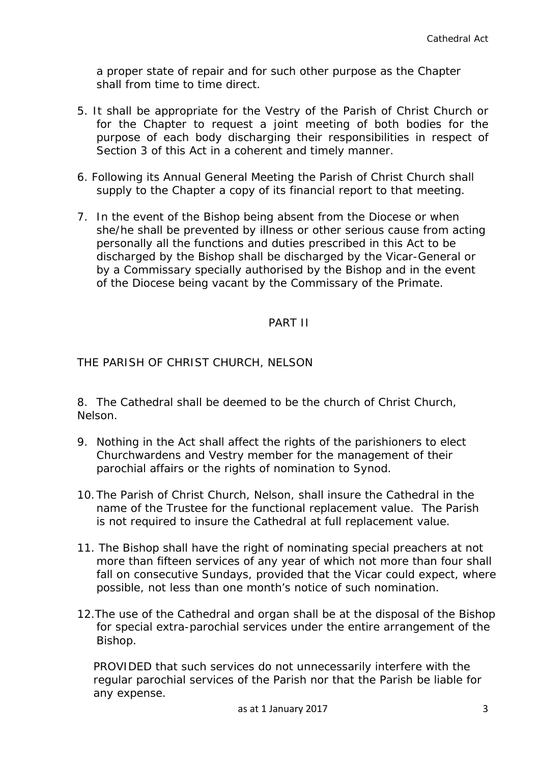a proper state of repair and for such other purpose as the Chapter shall from time to time direct.

5. It shall be appropriate for the Vestry of the Parish of Christ Church or for the Chapter to request a joint meeting of both bodies for the purpose of each body discharging their responsibilities in respect of Section 3 of this Act in a coherent and timely manner.

6. Following its Annual General Meeting the Parish of Christ Church shall supply to the Chapter a copy of its financial report to that meeting.

7. In the event of the Bishop being absent from the Diocese or when she/he shall be prevented by illness or other serious cause from acting personally all the functions and duties prescribed in this Act to be discharged by the Bishop shall be discharged by the Vicar-General or by a Commissary specially authorised by the Bishop and in the event of the Diocese being vacant by the Commissary of the Primate.

## PART II

### THE PARISH OF CHRIST CHURCH, NELSON

8. The Cathedral shall be deemed to be the church of Christ Church, Nelson.

9. Nothing in the Act shall affect the rights of the parishioners to elect Churchwardens and Vestry member for the management of their parochial affairs or the rights of nomination to Synod.

10. The Parish of Christ Church, Nelson, shall insure the Cathedral in the name of the Trustee for the functional replacement value. The Parish is not required to insure the Cathedral at full replacement value.

11. The Bishop shall have the right of nominating special preachers at not more than fifteen services of any year of which not more than four shall fall on consecutive Sundays, provided that the Vicar could expect, where possible, not less than one month's notice of such nomination.

12. The use of the Cathedral and organ shall be at the disposal of the Bishop for special extra-parochial services under the entire arrangement of the Bishop.

PROVIDED that such services do not unnecessarily interfere with the regular parochial services of the Parish nor that the Parish be liable for any expense.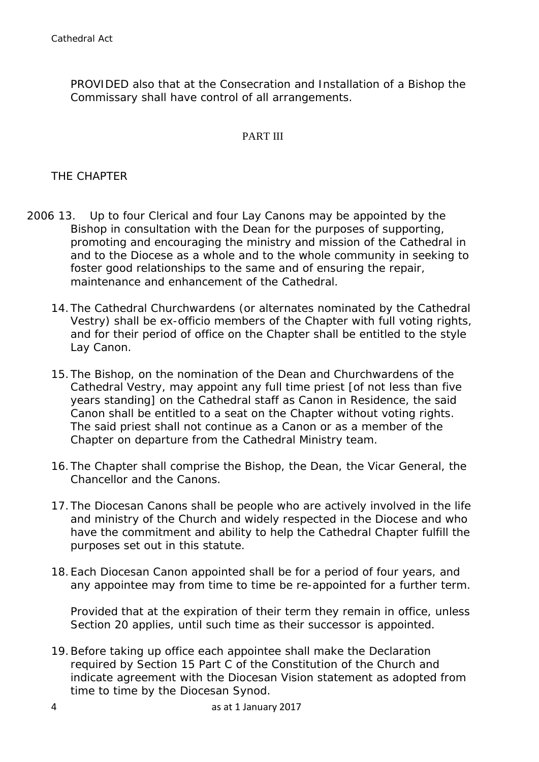PROVIDED also that at the Consecration and Installation of a Bishop the Commissary shall have control of all arrangements.

## PART III

### THE CHAPTER

2006 13. Up to four Clerical and four Lay Canons may be appointed by the Bishop in consultation with the Dean for the purposes of supporting, promoting and encouraging the ministry and mission of the Cathedral in and to the Diocese as a whole and to the whole community in seeking to foster good relationships to the same and of ensuring the repair, maintenance and enhancement of the Cathedral.

14. The Cathedral Churchwardens (or alternates nominated by the Cathedral Vestry) shall be ex-officio members of the Chapter with full voting rights, and for their period of office on the Chapter shall be entitled to the style Lay Canon.

15. The Bishop, on the nomination of the Dean and Churchwardens of the Cathedral Vestry, may appoint any full time priest [of not less than five years standing] on the Cathedral staff as Canon in Residence, the said Canon shall be entitled to a seat on the Chapter without voting rights. The said priest shall not continue as a Canon or as a member of the Chapter on departure from the Cathedral Ministry team.

16. The Chapter shall comprise the Bishop, the Dean, the Vicar General, the Chancellor and the Canons.

17. The Diocesan Canons shall be people who are actively involved in the life and ministry of the Church and widely respected in the Diocese and who have the commitment and ability to help the Cathedral Chapter fulfill the purposes set out in this statute.

18. Each Diocesan Canon appointed shall be for a period of four years, and any appointee may from time to time be re-appointed for a further term.

    Provided that at the expiration of their term they remain in office, unless Section 20 applies, until such time as their successor is appointed.

19. Before taking up office each appointee shall make the Declaration required by Section 15 Part C of the Constitution of the Church and indicate agreement with the Diocesan Vision statement as adopted from time to time by the Diocesan Synod.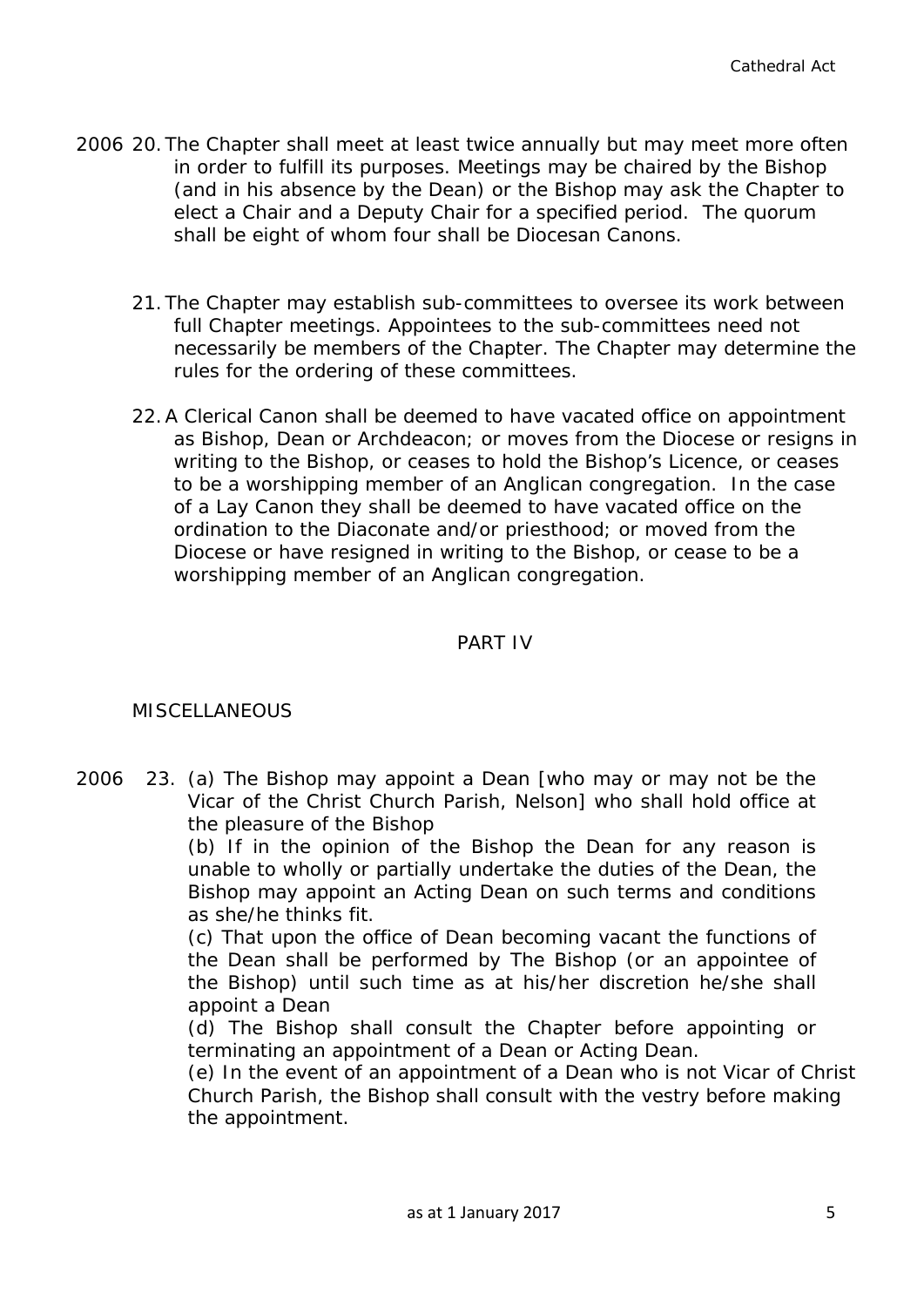2006 20. The Chapter shall meet at least twice annually but may meet more often in order to fulfill its purposes. Meetings may be chaired by the Bishop (and in his absence by the Dean) or the Bishop may ask the Chapter to elect a Chair and a Deputy Chair for a specified period. The quorum shall be eight of whom four shall be Diocesan Canons.

21. The Chapter may establish sub-committees to oversee its work between full Chapter meetings. Appointees to the sub-committees need not necessarily be members of the Chapter. The Chapter may determine the rules for the ordering of these committees.

22. A Clerical Canon shall be deemed to have vacated office on appointment as Bishop, Dean or Archdeacon; or moves from the Diocese or resigns in writing to the Bishop, or ceases to hold the Bishop's Licence, or ceases to be a worshipping member of an Anglican congregation. In the case of a Lay Canon they shall be deemed to have vacated office on the ordination to the Diaconate and/or priesthood; or moved from the Diocese or have resigned in writing to the Bishop, or cease to be a worshipping member of an Anglican congregation.

## PART IV

### MISCELLANEOUS

2006 23. (a) The Bishop may appoint a Dean [who may or may not be the Vicar of the Christ Church Parish, Nelson] who shall hold office at the pleasure of the Bishop

(b) If in the opinion of the Bishop the Dean for any reason is unable to wholly or partially undertake the duties of the Dean, the Bishop may appoint an Acting Dean on such terms and conditions as she/he thinks fit.

(c) That upon the office of Dean becoming vacant the functions of the Dean shall be performed by The Bishop (or an appointee of the Bishop) until such time as at his/her discretion he/she shall appoint a Dean

(d) The Bishop shall consult the Chapter before appointing or terminating an appointment of a Dean or Acting Dean.

(e) In the event of an appointment of a Dean who is not Vicar of Christ Church Parish, the Bishop shall consult with the vestry before making the appointment.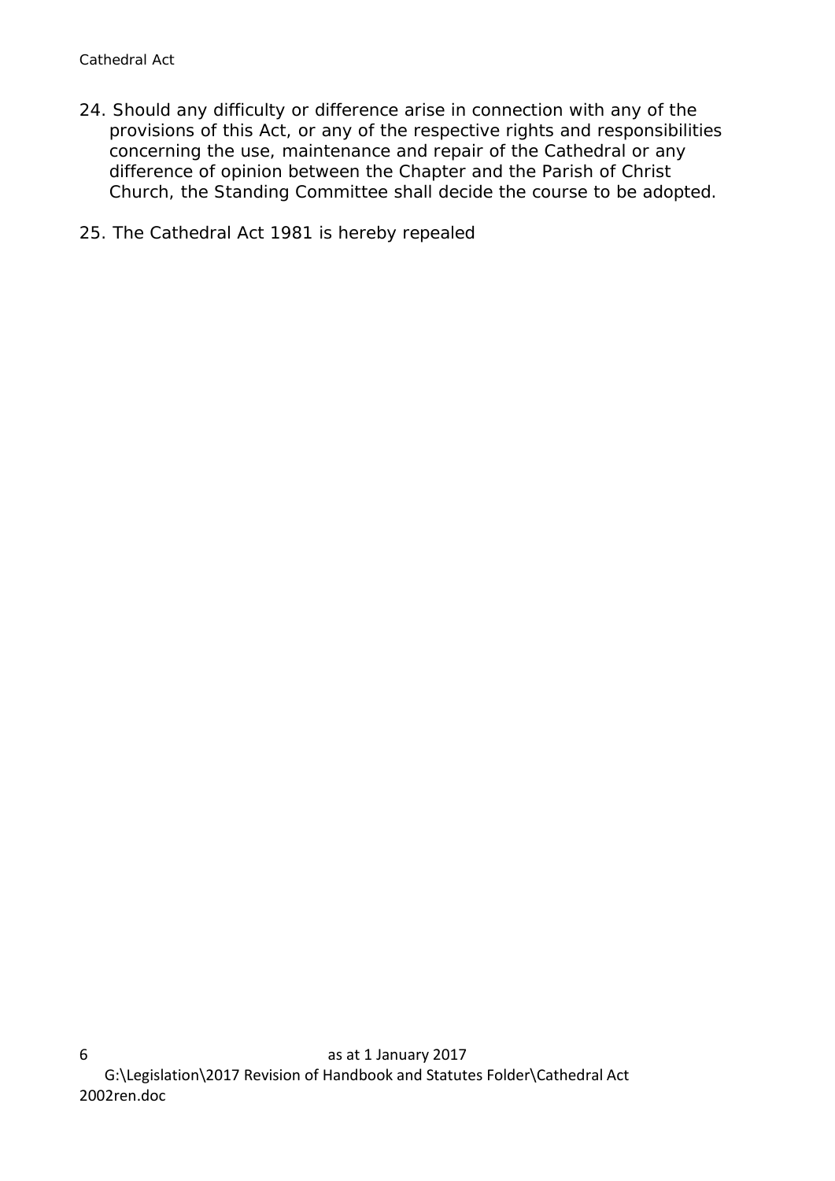24. Should any difficulty or difference arise in connection with any of the provisions of this Act, or any of the respective rights and responsibilities concerning the use, maintenance and repair of the Cathedral or any difference of opinion between the Chapter and the Parish of Christ Church, the Standing Committee shall decide the course to be adopted.

25. The Cathedral Act 1981 is hereby repealed